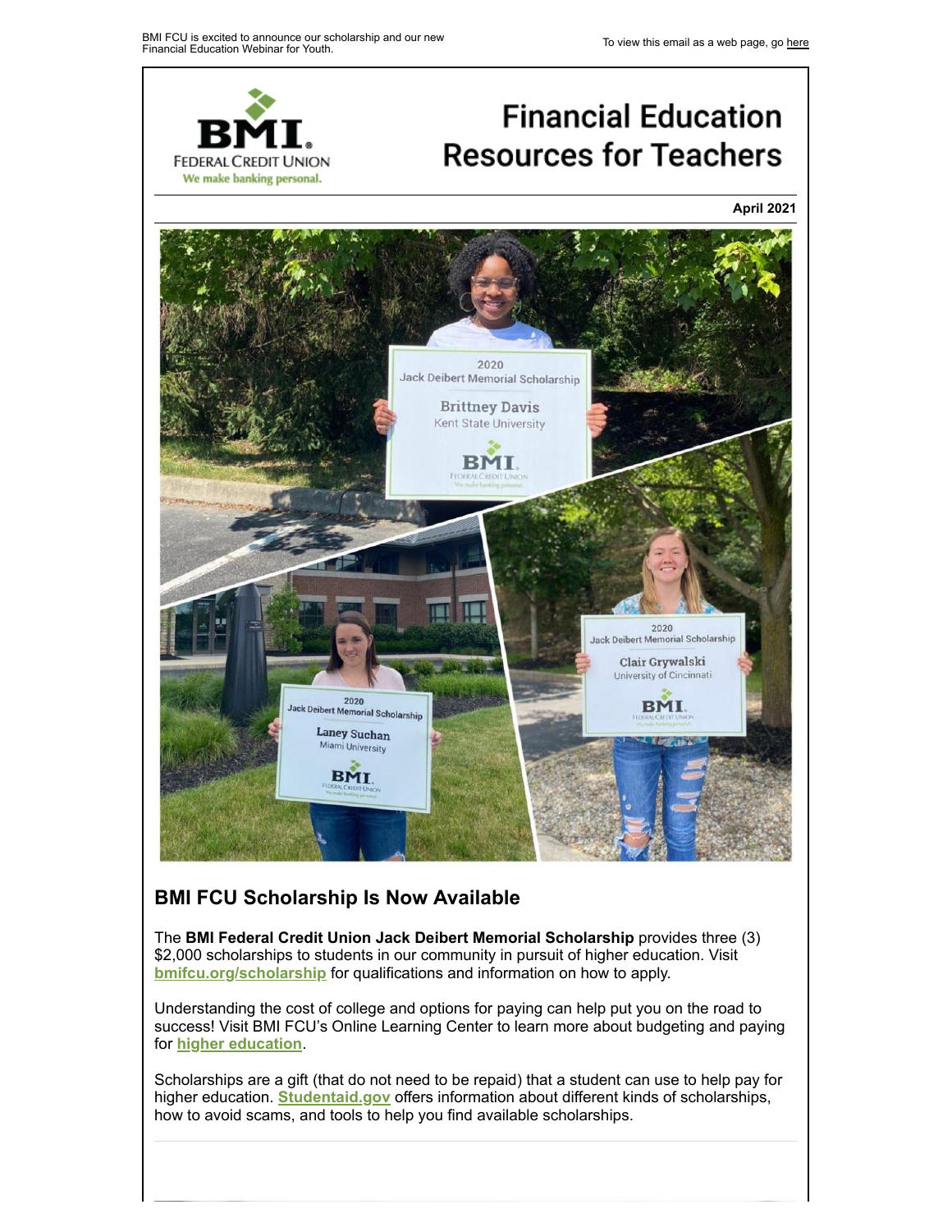BMI FCU is excited to announce our scholarship and our new Financial Education Webinar for Youth.

To view this email as a web page, go here

# Financial Education Resources for Teachers

**April 2021**

## BMI FCU Scholarship Is Now Available

The **BMI Federal Credit Union Jack Deibert Memorial Scholarship** provides three (3) $2,000 scholarships to students in our community in pursuit of higher education. Visit **bmifcu.org/scholarship** for qualifications and information on how to apply.

Understanding the cost of college and options for paying can help put you on the road to success! Visit BMI FCU's Online Learning Center to learn more about budgeting and paying for **higher education**.

Scholarships are a gift (that do not need to be repaid) that a student can use to help pay for higher education. **Studentaid.gov** offers information about different kinds of scholarships, how to avoid scams, and tools to help you find available scholarships.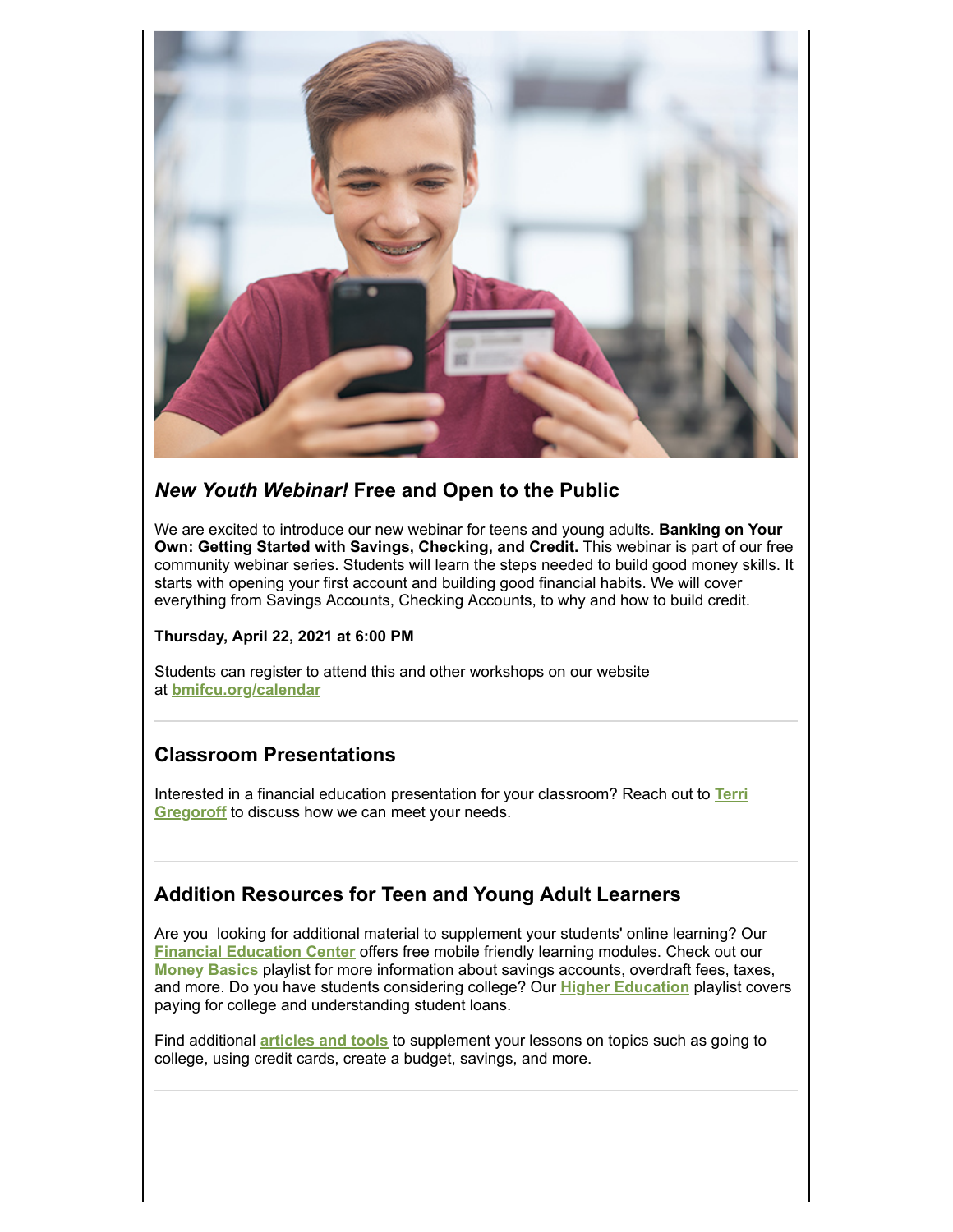## *New Youth Webinar!* Free and Open to the Public

We are excited to introduce our new webinar for teens and young adults. **Banking on Your Own: Getting Started with Savings, Checking, and Credit.** This webinar is part of our free community webinar series. Students will learn the steps needed to build good money skills. It starts with opening your first account and building good financial habits. We will cover everything from Savings Accounts, Checking Accounts, to why and how to build credit.

**Thursday, April 22, 2021 at 6:00 PM**

Students can register to attend this and other workshops on our website at **bmifcu.org/calendar**

---

## Classroom Presentations

Interested in a financial education presentation for your classroom? Reach out to **Terri Gregoroff** to discuss how we can meet your needs.

---

## Addition Resources for Teen and Young Adult Learners

Are you looking for additional material to supplement your students' online learning? Our **Financial Education Center** offers free mobile friendly learning modules. Check out our **Money Basics** playlist for more information about savings accounts, overdraft fees, taxes, and more. Do you have students considering college? Our **Higher Education** playlist covers paying for college and understanding student loans.

Find additional **articles and tools** to supplement your lessons on topics such as going to college, using credit cards, create a budget, savings, and more.

---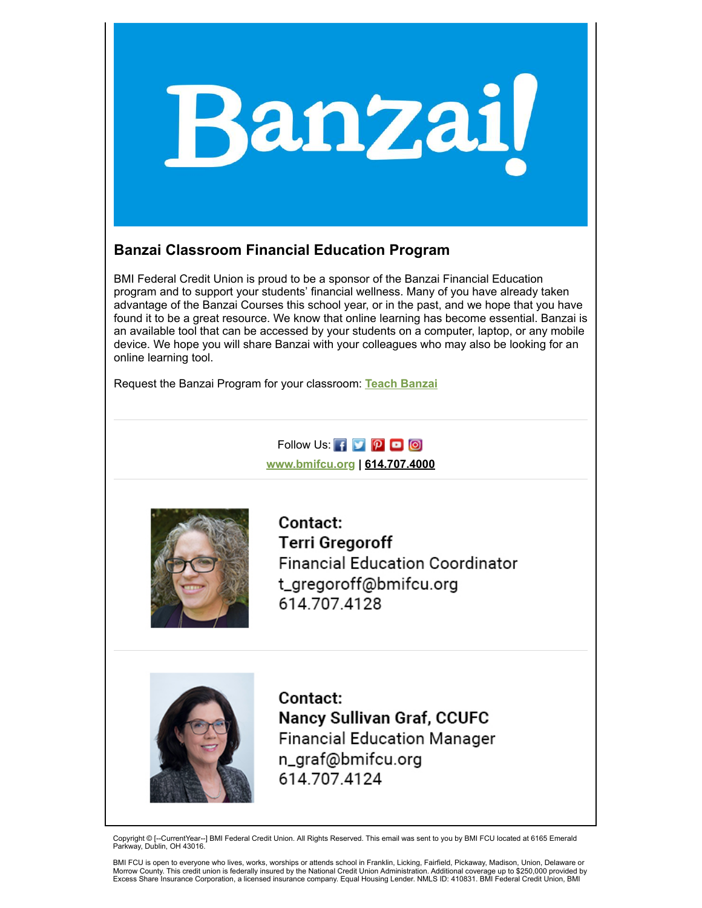Banzai!

## Banzai Classroom Financial Education Program

BMI Federal Credit Union is proud to be a sponsor of the Banzai Financial Education program and to support your students' financial wellness. Many of you have already taken advantage of the Banzai Courses this school year, or in the past, and we hope that you have found it to be a great resource. We know that online learning has become essential. Banzai is an available tool that can be accessed by your students on a computer, laptop, or any mobile device. We hope you will share Banzai with your colleagues who may also be looking for an online learning tool.

Request the Banzai Program for your classroom: **Teach Banzai**

---

Follow Us:

**www.bmifcu.org | 614.707.4000**

---

**Contact:**
**Terri Gregoroff**
Financial Education Coordinator
t_gregoroff@bmifcu.org
614.707.4128

---

**Contact:**
**Nancy Sullivan Graf, CCUFC**
Financial Education Manager
n_graf@bmifcu.org
614.707.4124

Copyright © [--CurrentYear--] BMI Federal Credit Union. All Rights Reserved. This email was sent to you by BMI FCU located at 6165 Emerald Parkway, Dublin, OH 43016.

BMI FCU is open to everyone who lives, works, worships or attends school in Franklin, Licking, Fairfield, Pickaway, Madison, Union, Delaware or Morrow County. This credit union is federally insured by the National Credit Union Administration. Additional coverage up to $250,000 provided by Excess Share Insurance Corporation, a licensed insurance company. Equal Housing Lender. NMLS ID: 410831. BMI Federal Credit Union, BMI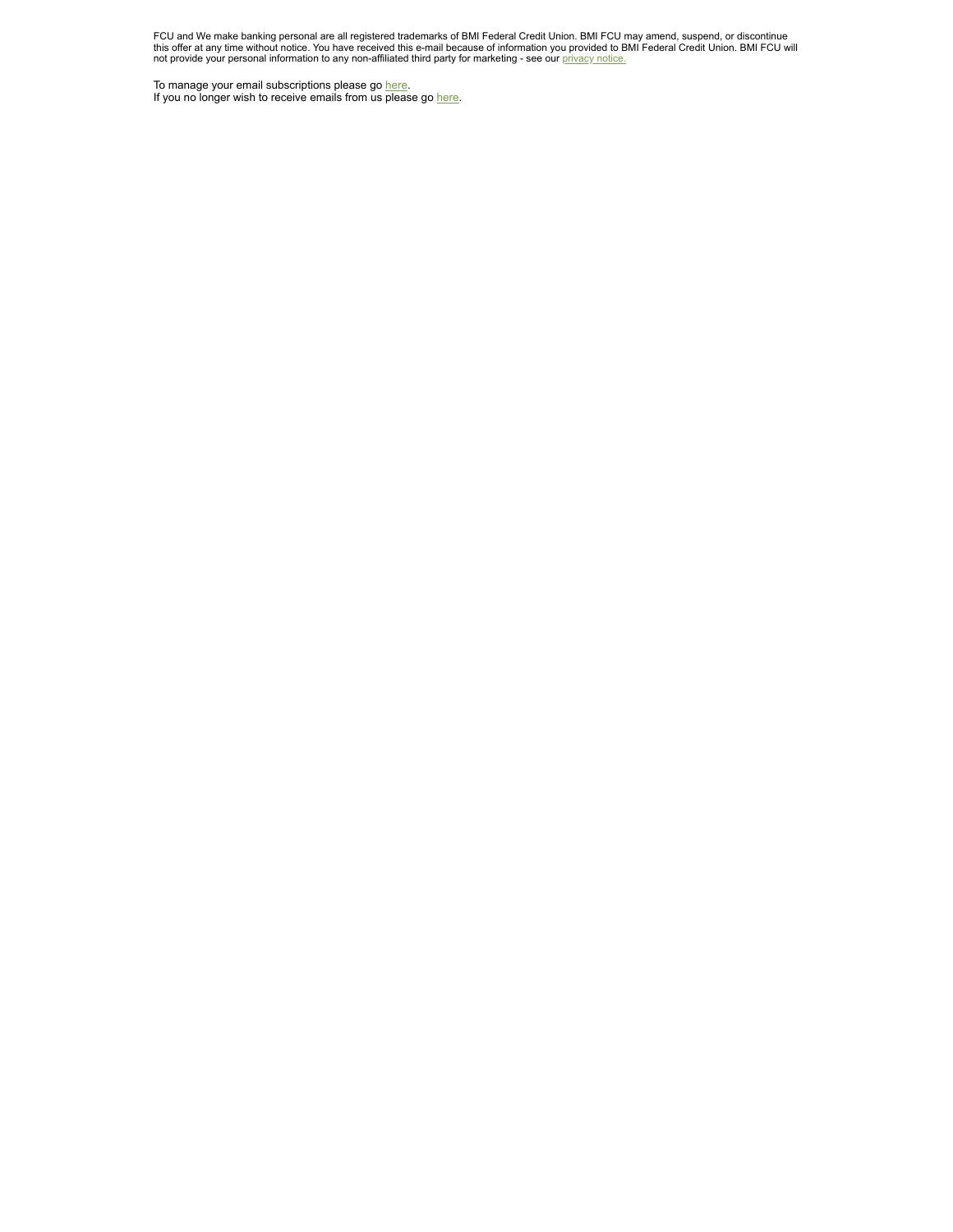FCU and We make banking personal are all registered trademarks of BMI Federal Credit Union. BMI FCU may amend, suspend, or discontinue this offer at any time without notice. You have received this e-mail because of information you provided to BMI Federal Credit Union. BMI FCU will not provide your personal information to any non-affiliated third party for marketing - see our privacy notice.

To manage your email subscriptions please go here.
If you no longer wish to receive emails from us please go here.